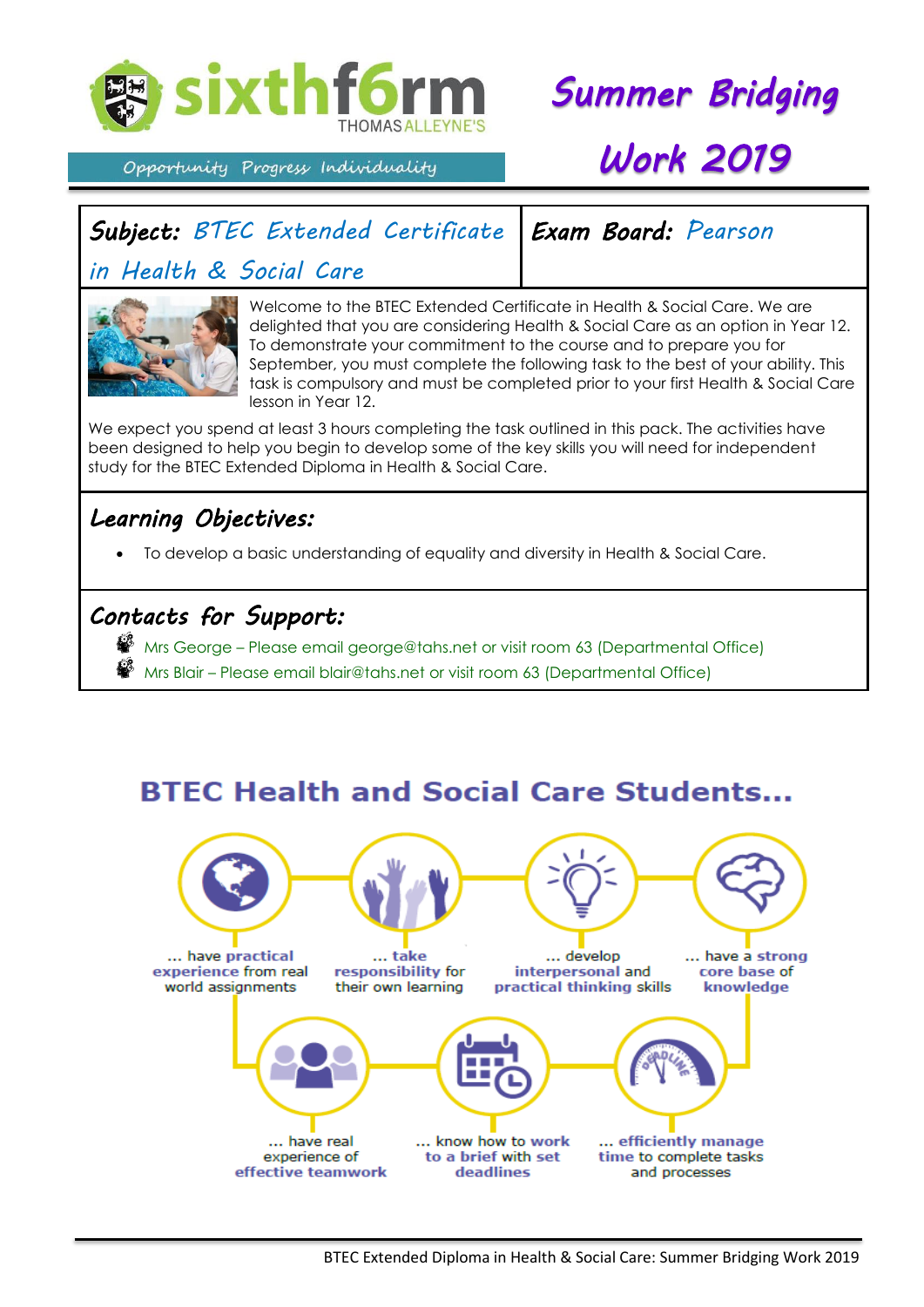# sixthf6rm THOMAS ALLEYNE'S

*Opportunity Progress Individuality*

# Summer Bridging Work 2019

| **Subject:** *BTEC Extended Certificate in Health & Social Care* | **Exam Board:** *Pearson* |
|---|---|

Welcome to the BTEC Extended Certificate in Health & Social Care. We are delighted that you are considering Health & Social Care as an option in Year 12. To demonstrate your commitment to the course and to prepare you for September, you must complete the following task to the best of your ability. This task is compulsory and must be completed prior to your first Health & Social Care lesson in Year 12.

We expect you spend at least 3 hours completing the task outlined in this pack. The activities have been designed to help you begin to develop some of the key skills you will need for independent study for the BTEC Extended Diploma in Health & Social Care.

## Learning Objectives:

- To develop a basic understanding of equality and diversity in Health & Social Care.

## Contacts for Support:

- Mrs George – Please email george@tahs.net or visit room 63 (Departmental Office)
- Mrs Blair – Please email blair@tahs.net or visit room 63 (Departmental Office)

## BTEC Health and Social Care Students...

- ... have **practical experience** from real world assignments
- ... **take responsibility** for their own learning
- ... develop **interpersonal** and **practical thinking** skills
- ... have a **strong core base** of **knowledge**
- ... have real experience of **effective teamwork**
- ... **know how to work to a brief with set deadlines**
- ... **efficiently manage time** to complete tasks and processes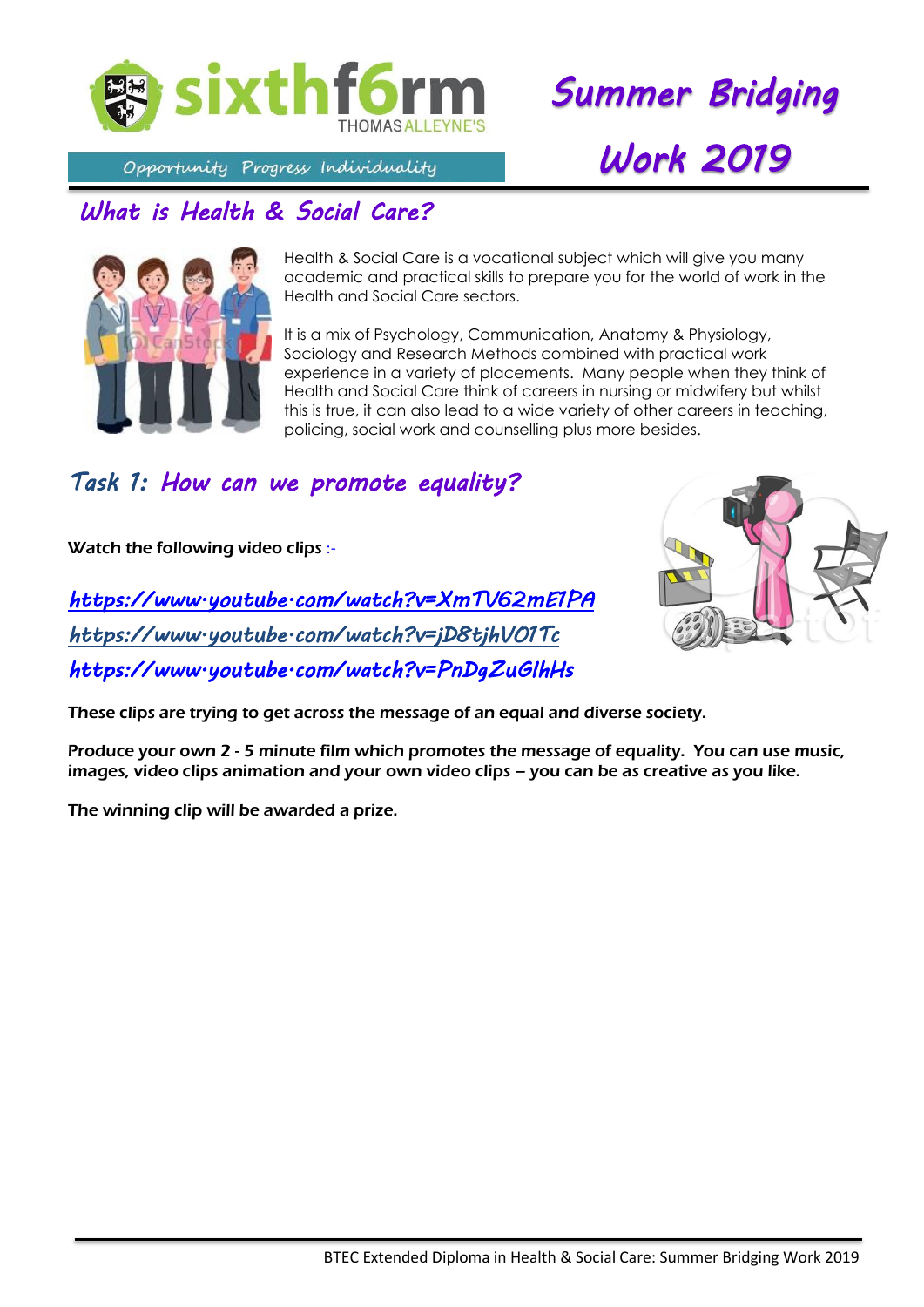sixthf6rm THOMAS ALLEYNE'S

Opportunity Progress Individuality

# Summer Bridging Work 2019

## What is Health & Social Care?

Health & Social Care is a vocational subject which will give you many academic and practical skills to prepare you for the world of work in the Health and Social Care sectors.

It is a mix of Psychology, Communication, Anatomy & Physiology, Sociology and Research Methods combined with practical work experience in a variety of placements. Many people when they think of Health and Social Care think of careers in nursing or midwifery but whilst this is true, it can also lead to a wide variety of other careers in teaching, policing, social work and counselling plus more besides.

## Task 1: How can we promote equality?

**Watch the following video clips** :-

https://www.youtube.com/watch?v=XmTV62mE1PA
https://www.youtube.com/watch?v=jD8tjhVO1Tc
https://www.youtube.com/watch?v=PnDgZuGlhHs

**These clips are trying to get across the message of an equal and diverse society.**

**Produce your own 2 - 5 minute film which promotes the message of equality. You can use music, images, video clips animation and your own video clips – you can be as creative as you like.**

**The winning clip will be awarded a prize.**